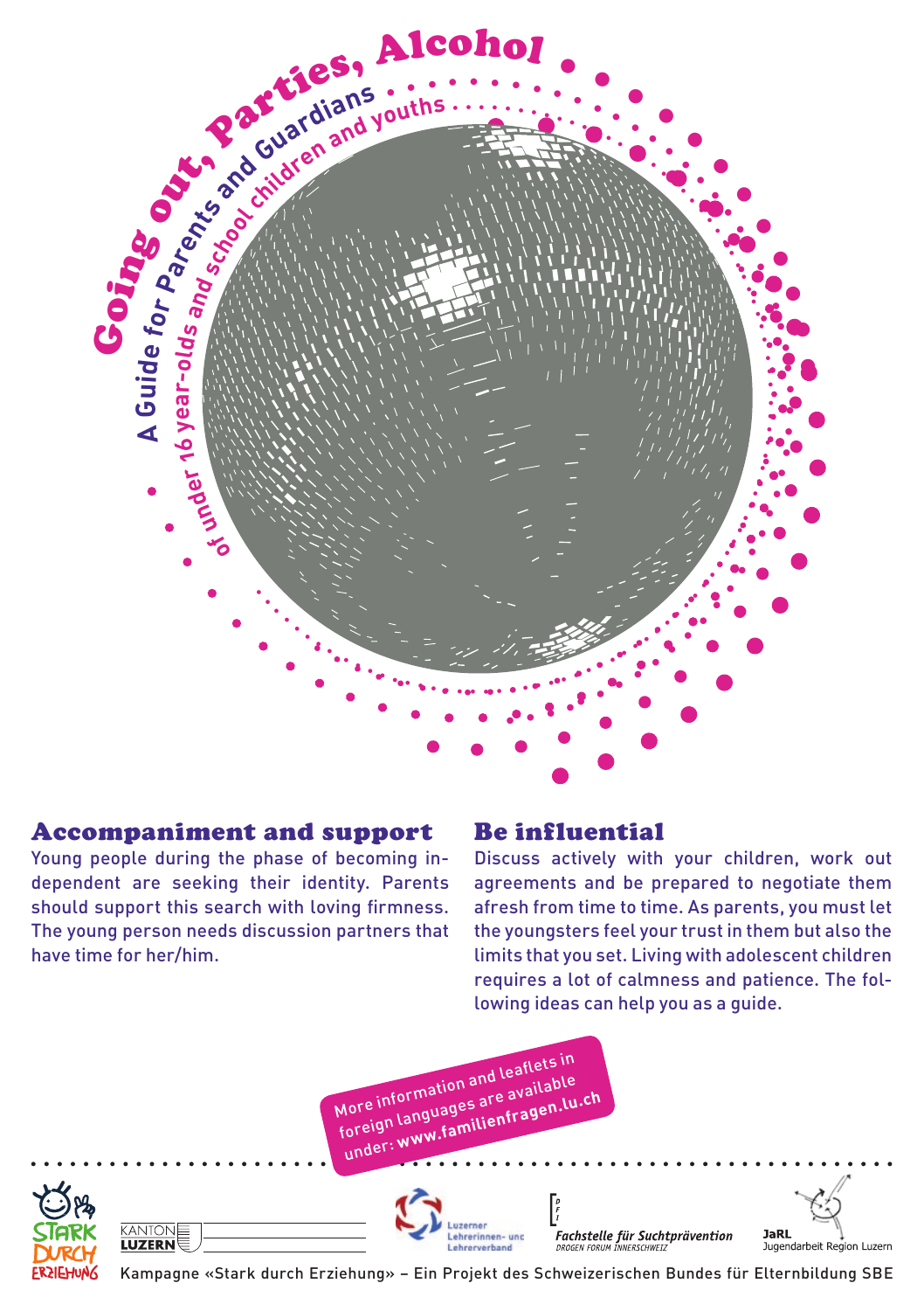# Going out, Parties, Alcohol

## A Guide for Parents and Guardians of under 16 year-olds and school children and youths

### Accompaniment and support

Young people during the phase of becoming independent are seeking their identity. Parents should support this search with loving firmness. The young person needs discussion partners that have time for her/him.

### Be influential

Discuss actively with your children, work out agreements and be prepared to negotiate them afresh from time to time. As parents, you must let the youngsters feel your trust in them but also the limits that you set. Living with adolescent children requires a lot of calmness and patience. The following ideas can help you as a guide.

More information and leaflets in foreign languages are available under: **www.familienfragen.lu.ch**

Stark durch Erziehung | Kanton Luzern | Luzerner Lehrerinnen- und Lehrerverband | Fachstelle für Suchtprävention DROGEN FORUM INNERSCHWEIZ | JaRL Jugendarbeit Region Luzern

Kampagne «Stark durch Erziehung» – Ein Projekt des Schweizerischen Bundes für Elternbildung SBE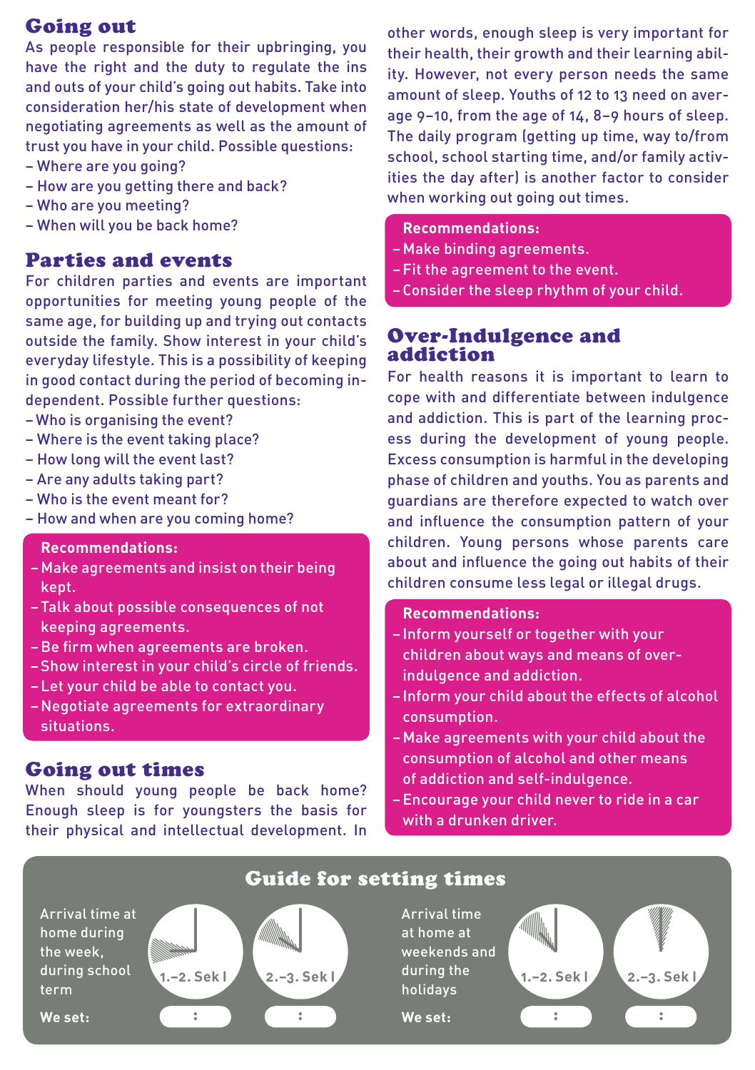## Going out

As people responsible for their upbringing, you have the right and the duty to regulate the ins and outs of your child's going out habits. Take into consideration her/his state of development when negotiating agreements as well as the amount of trust you have in your child. Possible questions:

- Where are you going?
- How are you getting there and back?
- Who are you meeting?
- When will you be back home?

## Parties and events

For children parties and events are important opportunities for meeting young people of the same age, for building up and trying out contacts outside the family. Show interest in your child's everyday lifestyle. This is a possibility of keeping in good contact during the period of becoming independent. Possible further questions:

- Who is organising the event?
- Where is the event taking place?
- How long will the event last?
- Are any adults taking part?
- Who is the event meant for?
- How and when are you coming home?

**Recommendations:**

- Make agreements and insist on their being kept.
- Talk about possible consequences of not keeping agreements.
- Be firm when agreements are broken.
- Show interest in your child's circle of friends.
- Let your child be able to contact you.
- Negotiate agreements for extraordinary situations.

## Going out times

When should young people be back home? Enough sleep is for youngsters the basis for their physical and intellectual development. In other words, enough sleep is very important for their health, their growth and their learning ability. However, not every person needs the same amount of sleep. Youths of 12 to 13 need on average 9–10, from the age of 14, 8–9 hours of sleep. The daily program (getting up time, way to/from school, school starting time, and/or family activities the day after) is another factor to consider when working out going out times.

**Recommendations:**

- Make binding agreements.
- Fit the agreement to the event.
- Consider the sleep rhythm of your child.

## Over-Indulgence and addiction

For health reasons it is important to learn to cope with and differentiate between indulgence and addiction. This is part of the learning process during the development of young people. Excess consumption is harmful in the developing phase of children and youths. You as parents and guardians are therefore expected to watch over and influence the consumption pattern of your children. Young persons whose parents care about and influence the going out habits of their children consume less legal or illegal drugs.

**Recommendations:**

- Inform yourself or together with your children about ways and means of over-indulgence and addiction.
- Inform your child about the effects of alcohol consumption.
- Make agreements with your child about the consumption of alcohol and other means of addiction and self-indulgence.
- Encourage your child never to ride in a car with a drunken driver.

## Guide for setting times

Arrival time at home during the week, during school term

1.–2. Sek I

2.–3. Sek I

We set: :   :

Arrival time at home at weekends and during the holidays

1.–2. Sek I

2.–3. Sek I

We set: :   :